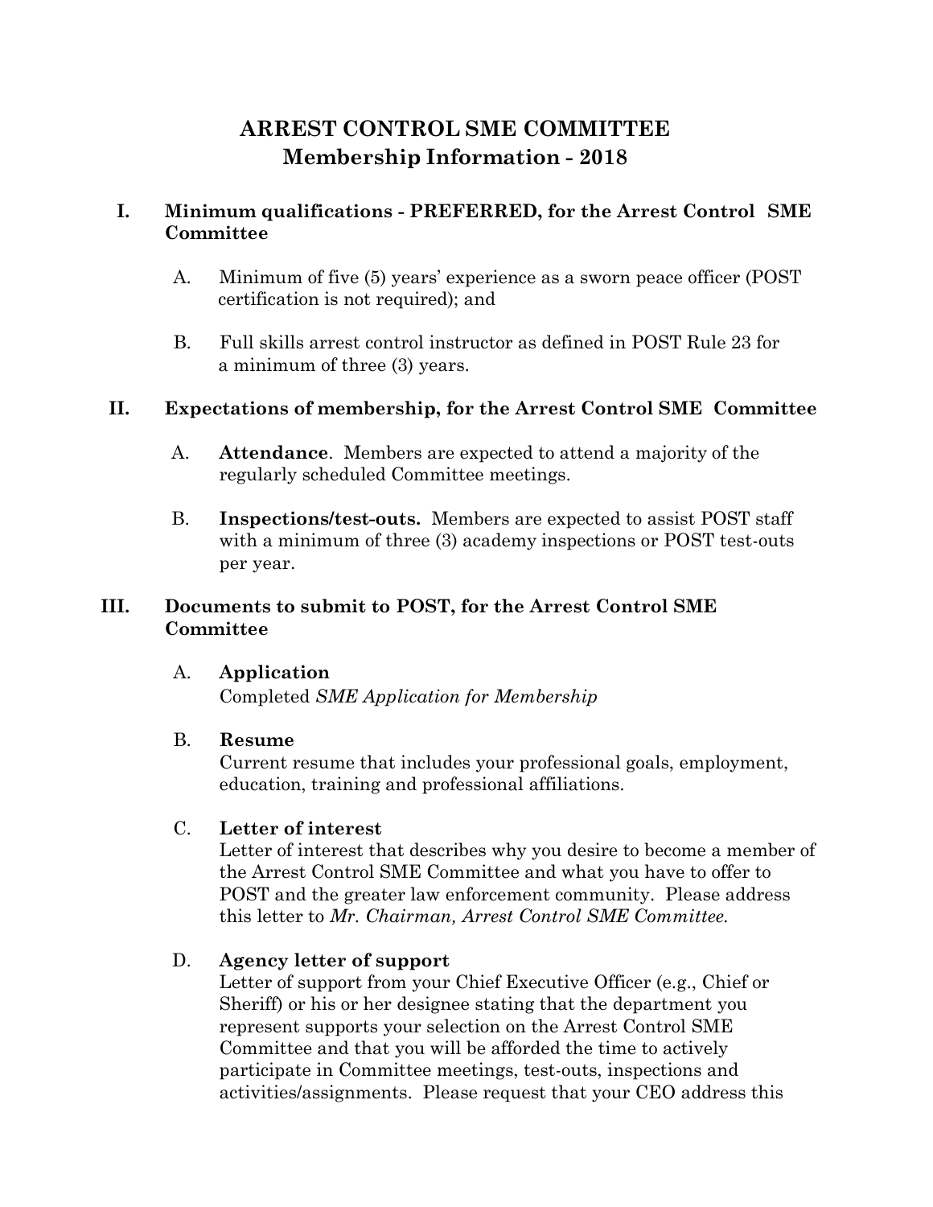# ARREST CONTROL SME COMMITTEE
## Membership Information - 2018

### I. Minimum qualifications - PREFERRED, for the Arrest Control SME Committee

A. Minimum of five (5) years' experience as a sworn peace officer (POST certification is not required); and

B. Full skills arrest control instructor as defined in POST Rule 23 for a minimum of three (3) years.

### II. Expectations of membership, for the Arrest Control SME Committee

A. **Attendance**. Members are expected to attend a majority of the regularly scheduled Committee meetings.

B. **Inspections/test-outs.** Members are expected to assist POST staff with a minimum of three (3) academy inspections or POST test-outs per year.

### III. Documents to submit to POST, for the Arrest Control SME Committee

A. **Application**
Completed *SME Application for Membership*

B. **Resume**
Current resume that includes your professional goals, employment, education, training and professional affiliations.

C. **Letter of interest**
Letter of interest that describes why you desire to become a member of the Arrest Control SME Committee and what you have to offer to POST and the greater law enforcement community. Please address this letter to *Mr. Chairman, Arrest Control SME Committee.*

D. **Agency letter of support**
Letter of support from your Chief Executive Officer (e.g., Chief or Sheriff) or his or her designee stating that the department you represent supports your selection on the Arrest Control SME Committee and that you will be afforded the time to actively participate in Committee meetings, test-outs, inspections and activities/assignments. Please request that your CEO address this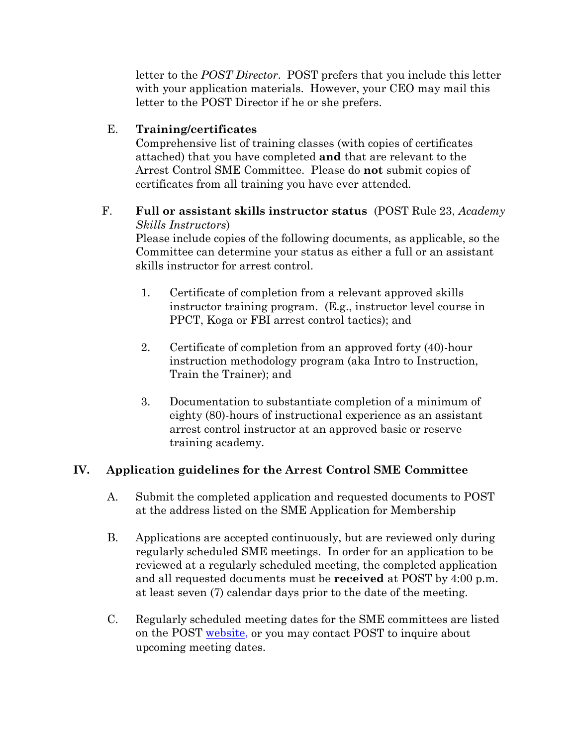letter to the *POST Director*. POST prefers that you include this letter with your application materials. However, your CEO may mail this letter to the POST Director if he or she prefers.

E. **Training/certificates**
Comprehensive list of training classes (with copies of certificates attached) that you have completed **and** that are relevant to the Arrest Control SME Committee. Please do **not** submit copies of certificates from all training you have ever attended.

F. **Full or assistant skills instructor status** (POST Rule 23, *Academy Skills Instructors*)
Please include copies of the following documents, as applicable, so the Committee can determine your status as either a full or an assistant skills instructor for arrest control.

1. Certificate of completion from a relevant approved skills instructor training program. (E.g., instructor level course in PPCT, Koga or FBI arrest control tactics); and

2. Certificate of completion from an approved forty (40)-hour instruction methodology program (aka Intro to Instruction, Train the Trainer); and

3. Documentation to substantiate completion of a minimum of eighty (80)-hours of instructional experience as an assistant arrest control instructor at an approved basic or reserve training academy.

## IV. Application guidelines for the Arrest Control SME Committee

A. Submit the completed application and requested documents to POST at the address listed on the SME Application for Membership

B. Applications are accepted continuously, but are reviewed only during regularly scheduled SME meetings. In order for an application to be reviewed at a regularly scheduled meeting, the completed application and all requested documents must be **received** at POST by 4:00 p.m. at least seven (7) calendar days prior to the date of the meeting.

C. Regularly scheduled meeting dates for the SME committees are listed on the POST website, or you may contact POST to inquire about upcoming meeting dates.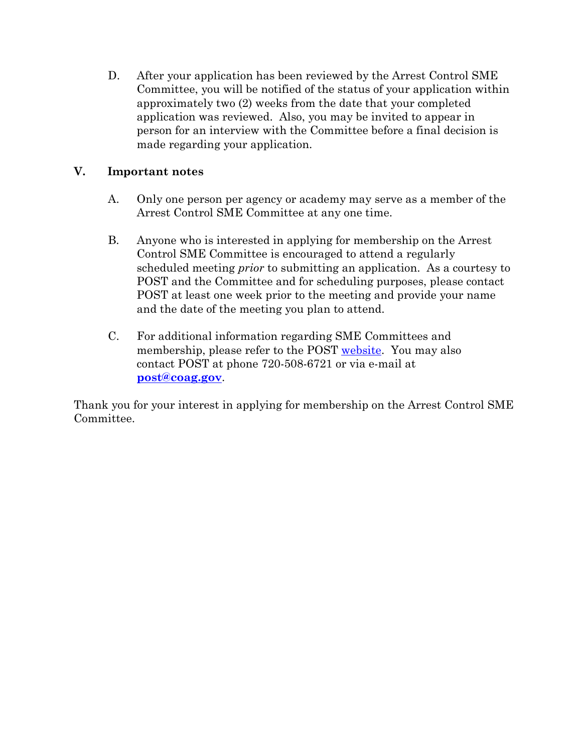D. After your application has been reviewed by the Arrest Control SME Committee, you will be notified of the status of your application within approximately two (2) weeks from the date that your completed application was reviewed. Also, you may be invited to appear in person for an interview with the Committee before a final decision is made regarding your application.

## V. Important notes

A. Only one person per agency or academy may serve as a member of the Arrest Control SME Committee at any one time.

B. Anyone who is interested in applying for membership on the Arrest Control SME Committee is encouraged to attend a regularly scheduled meeting *prior* to submitting an application. As a courtesy to POST and the Committee and for scheduling purposes, please contact POST at least one week prior to the meeting and provide your name and the date of the meeting you plan to attend.

C. For additional information regarding SME Committees and membership, please refer to the POST website. You may also contact POST at phone 720-508-6721 or via e-mail at **post@coag.gov**.

Thank you for your interest in applying for membership on the Arrest Control SME Committee.